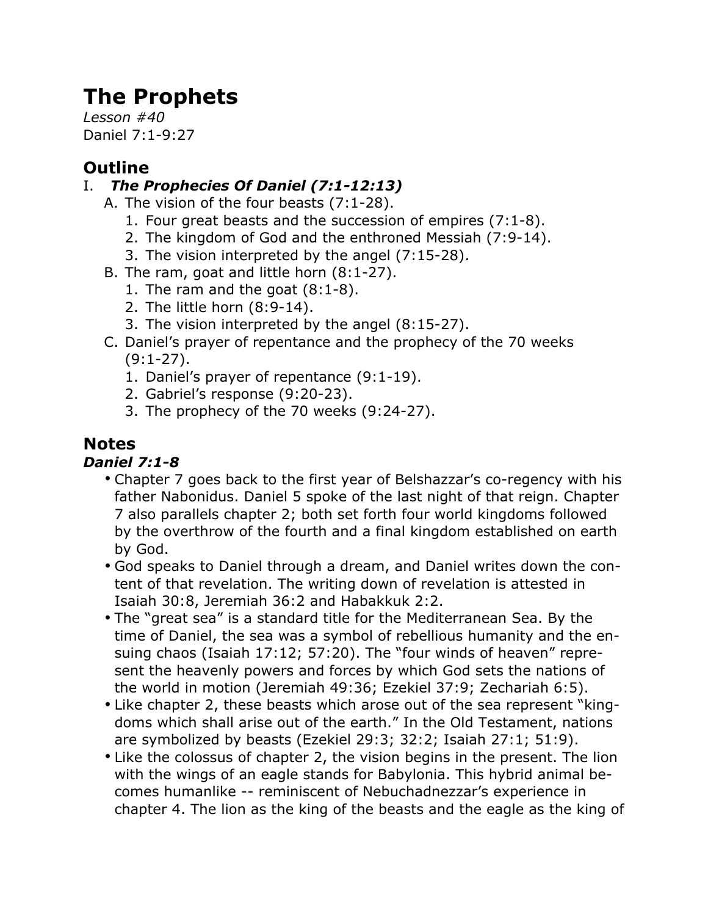# The Prophets

*Lesson #40*
Daniel 7:1-9:27

## Outline

I. ***The Prophecies Of Daniel (7:1-12:13)***
   A. The vision of the four beasts (7:1-28).
      1. Four great beasts and the succession of empires (7:1-8).
      2. The kingdom of God and the enthroned Messiah (7:9-14).
      3. The vision interpreted by the angel (7:15-28).
   B. The ram, goat and little horn (8:1-27).
      1. The ram and the goat (8:1-8).
      2. The little horn (8:9-14).
      3. The vision interpreted by the angel (8:15-27).
   C. Daniel's prayer of repentance and the prophecy of the 70 weeks (9:1-27).
      1. Daniel's prayer of repentance (9:1-19).
      2. Gabriel's response (9:20-23).
      3. The prophecy of the 70 weeks (9:24-27).

## Notes

### *Daniel 7:1-8*

- Chapter 7 goes back to the first year of Belshazzar's co-regency with his father Nabonidus. Daniel 5 spoke of the last night of that reign. Chapter 7 also parallels chapter 2; both set forth four world kingdoms followed by the overthrow of the fourth and a final kingdom established on earth by God.
- God speaks to Daniel through a dream, and Daniel writes down the content of that revelation. The writing down of revelation is attested in Isaiah 30:8, Jeremiah 36:2 and Habakkuk 2:2.
- The "great sea" is a standard title for the Mediterranean Sea. By the time of Daniel, the sea was a symbol of rebellious humanity and the ensuing chaos (Isaiah 17:12; 57:20). The "four winds of heaven" represent the heavenly powers and forces by which God sets the nations of the world in motion (Jeremiah 49:36; Ezekiel 37:9; Zechariah 6:5).
- Like chapter 2, these beasts which arose out of the sea represent "kingdoms which shall arise out of the earth." In the Old Testament, nations are symbolized by beasts (Ezekiel 29:3; 32:2; Isaiah 27:1; 51:9).
- Like the colossus of chapter 2, the vision begins in the present. The lion with the wings of an eagle stands for Babylonia. This hybrid animal becomes humanlike -- reminiscent of Nebuchadnezzar's experience in chapter 4. The lion as the king of the beasts and the eagle as the king of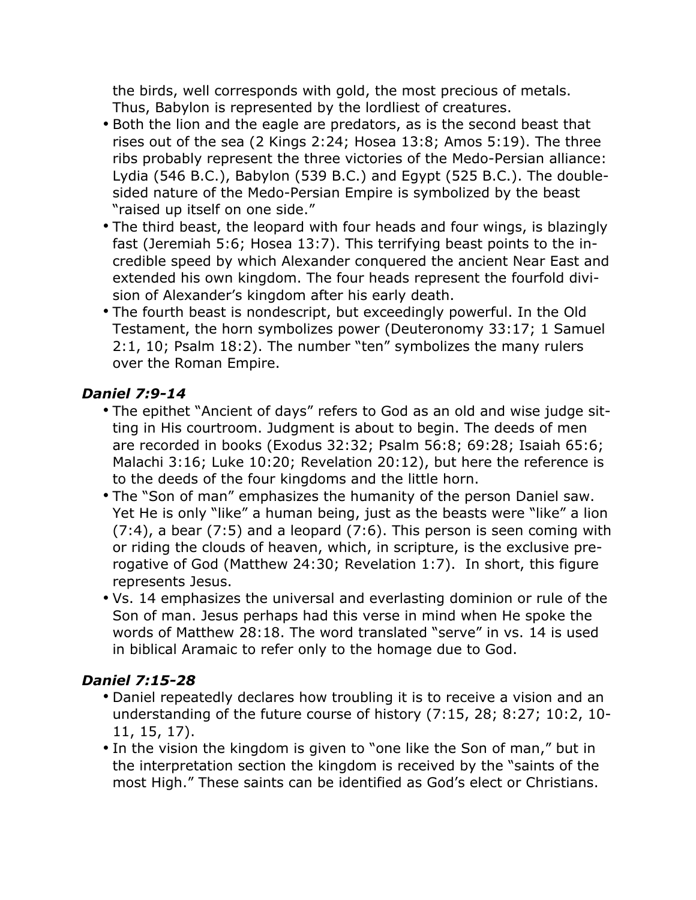the birds, well corresponds with gold, the most precious of metals. Thus, Babylon is represented by the lordliest of creatures.

- Both the lion and the eagle are predators, as is the second beast that rises out of the sea (2 Kings 2:24; Hosea 13:8; Amos 5:19). The three ribs probably represent the three victories of the Medo-Persian alliance: Lydia (546 B.C.), Babylon (539 B.C.) and Egypt (525 B.C.). The double-sided nature of the Medo-Persian Empire is symbolized by the beast "raised up itself on one side."
- The third beast, the leopard with four heads and four wings, is blazingly fast (Jeremiah 5:6; Hosea 13:7). This terrifying beast points to the incredible speed by which Alexander conquered the ancient Near East and extended his own kingdom. The four heads represent the fourfold division of Alexander's kingdom after his early death.
- The fourth beast is nondescript, but exceedingly powerful. In the Old Testament, the horn symbolizes power (Deuteronomy 33:17; 1 Samuel 2:1, 10; Psalm 18:2). The number "ten" symbolizes the many rulers over the Roman Empire.

### *Daniel 7:9-14*

- The epithet "Ancient of days" refers to God as an old and wise judge sitting in His courtroom. Judgment is about to begin. The deeds of men are recorded in books (Exodus 32:32; Psalm 56:8; 69:28; Isaiah 65:6; Malachi 3:16; Luke 10:20; Revelation 20:12), but here the reference is to the deeds of the four kingdoms and the little horn.
- The "Son of man" emphasizes the humanity of the person Daniel saw. Yet He is only "like" a human being, just as the beasts were "like" a lion (7:4), a bear (7:5) and a leopard (7:6). This person is seen coming with or riding the clouds of heaven, which, in scripture, is the exclusive prerogative of God (Matthew 24:30; Revelation 1:7). In short, this figure represents Jesus.
- Vs. 14 emphasizes the universal and everlasting dominion or rule of the Son of man. Jesus perhaps had this verse in mind when He spoke the words of Matthew 28:18. The word translated "serve" in vs. 14 is used in biblical Aramaic to refer only to the homage due to God.

### *Daniel 7:15-28*

- Daniel repeatedly declares how troubling it is to receive a vision and an understanding of the future course of history (7:15, 28; 8:27; 10:2, 10-11, 15, 17).
- In the vision the kingdom is given to "one like the Son of man," but in the interpretation section the kingdom is received by the "saints of the most High." These saints can be identified as God's elect or Christians.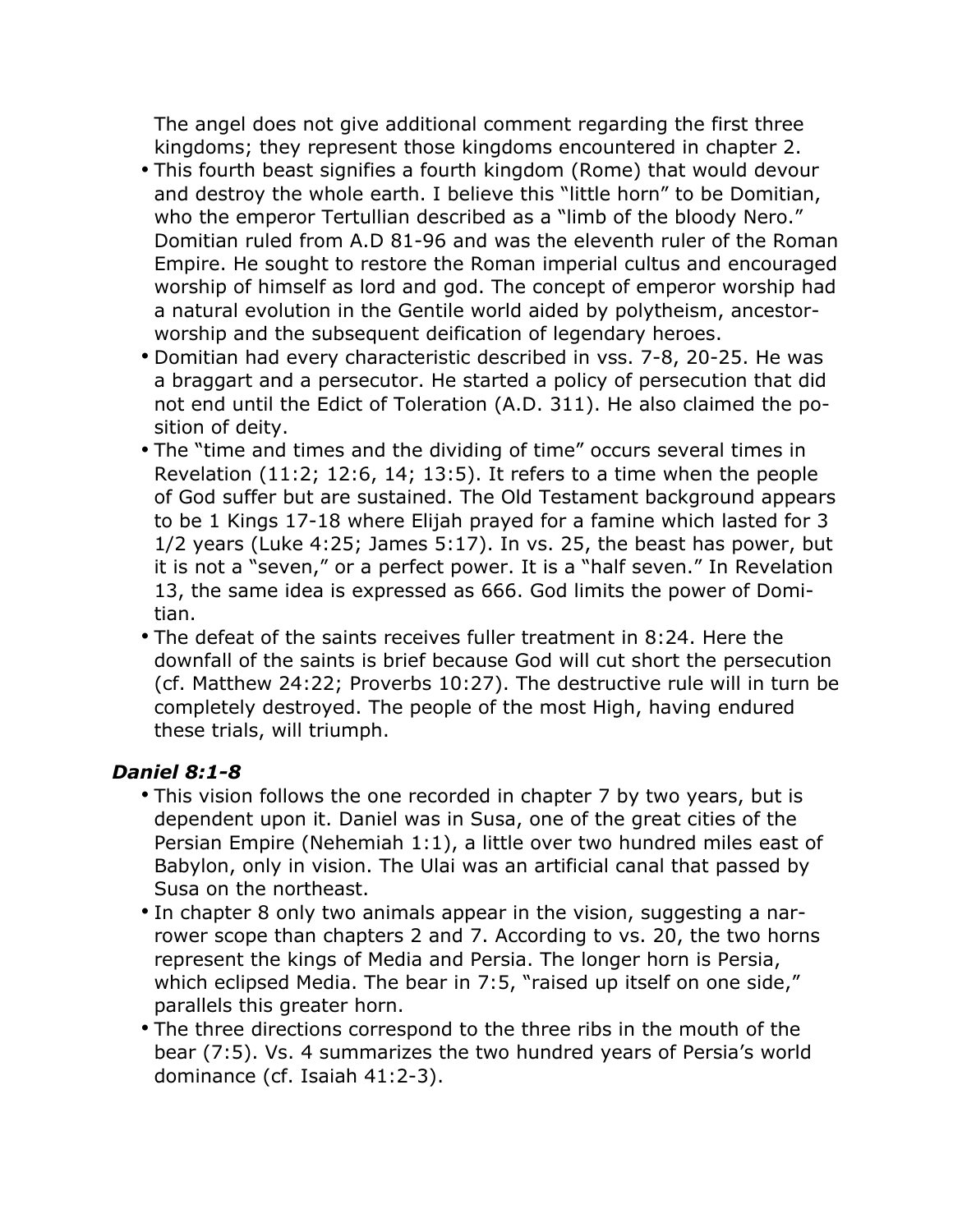The angel does not give additional comment regarding the first three kingdoms; they represent those kingdoms encountered in chapter 2.

- This fourth beast signifies a fourth kingdom (Rome) that would devour and destroy the whole earth. I believe this "little horn" to be Domitian, who the emperor Tertullian described as a "limb of the bloody Nero." Domitian ruled from A.D 81-96 and was the eleventh ruler of the Roman Empire. He sought to restore the Roman imperial cultus and encouraged worship of himself as lord and god. The concept of emperor worship had a natural evolution in the Gentile world aided by polytheism, ancestor-worship and the subsequent deification of legendary heroes.
- Domitian had every characteristic described in vss. 7-8, 20-25. He was a braggart and a persecutor. He started a policy of persecution that did not end until the Edict of Toleration (A.D. 311). He also claimed the position of deity.
- The "time and times and the dividing of time" occurs several times in Revelation (11:2; 12:6, 14; 13:5). It refers to a time when the people of God suffer but are sustained. The Old Testament background appears to be 1 Kings 17-18 where Elijah prayed for a famine which lasted for 3 1/2 years (Luke 4:25; James 5:17). In vs. 25, the beast has power, but it is not a "seven," or a perfect power. It is a "half seven." In Revelation 13, the same idea is expressed as 666. God limits the power of Domitian.
- The defeat of the saints receives fuller treatment in 8:24. Here the downfall of the saints is brief because God will cut short the persecution (cf. Matthew 24:22; Proverbs 10:27). The destructive rule will in turn be completely destroyed. The people of the most High, having endured these trials, will triumph.

### *Daniel 8:1-8*

- This vision follows the one recorded in chapter 7 by two years, but is dependent upon it. Daniel was in Susa, one of the great cities of the Persian Empire (Nehemiah 1:1), a little over two hundred miles east of Babylon, only in vision. The Ulai was an artificial canal that passed by Susa on the northeast.
- In chapter 8 only two animals appear in the vision, suggesting a narrower scope than chapters 2 and 7. According to vs. 20, the two horns represent the kings of Media and Persia. The longer horn is Persia, which eclipsed Media. The bear in 7:5, "raised up itself on one side," parallels this greater horn.
- The three directions correspond to the three ribs in the mouth of the bear (7:5). Vs. 4 summarizes the two hundred years of Persia's world dominance (cf. Isaiah 41:2-3).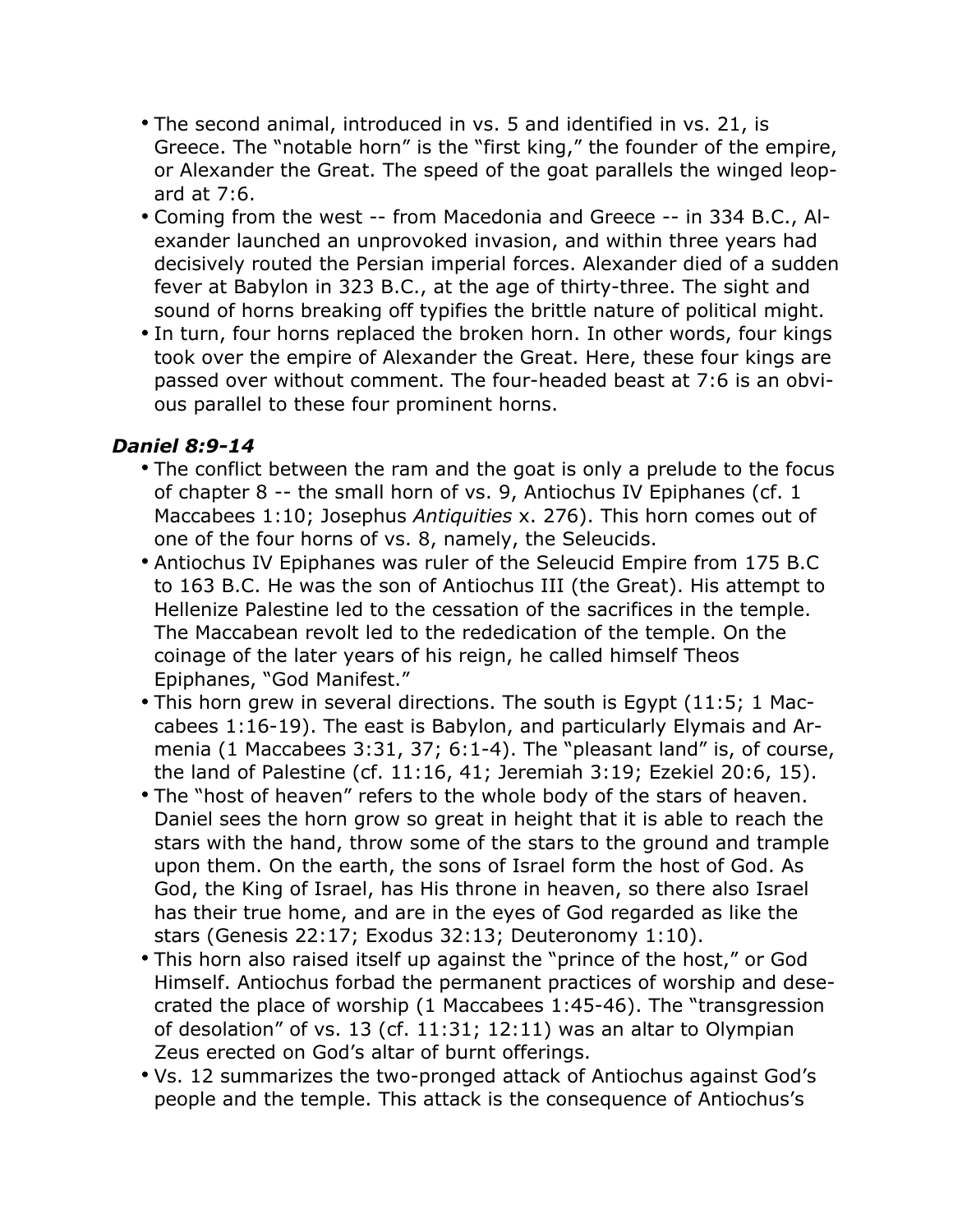- The second animal, introduced in vs. 5 and identified in vs. 21, is Greece. The "notable horn" is the "first king," the founder of the empire, or Alexander the Great. The speed of the goat parallels the winged leopard at 7:6.
- Coming from the west -- from Macedonia and Greece -- in 334 B.C., Alexander launched an unprovoked invasion, and within three years had decisively routed the Persian imperial forces. Alexander died of a sudden fever at Babylon in 323 B.C., at the age of thirty-three. The sight and sound of horns breaking off typifies the brittle nature of political might.
- In turn, four horns replaced the broken horn. In other words, four kings took over the empire of Alexander the Great. Here, these four kings are passed over without comment. The four-headed beast at 7:6 is an obvious parallel to these four prominent horns.

### *Daniel 8:9-14*

- The conflict between the ram and the goat is only a prelude to the focus of chapter 8 -- the small horn of vs. 9, Antiochus IV Epiphanes (cf. 1 Maccabees 1:10; Josephus *Antiquities* x. 276). This horn comes out of one of the four horns of vs. 8, namely, the Seleucids.
- Antiochus IV Epiphanes was ruler of the Seleucid Empire from 175 B.C to 163 B.C. He was the son of Antiochus III (the Great). His attempt to Hellenize Palestine led to the cessation of the sacrifices in the temple. The Maccabean revolt led to the rededication of the temple. On the coinage of the later years of his reign, he called himself Theos Epiphanes, "God Manifest."
- This horn grew in several directions. The south is Egypt (11:5; 1 Maccabees 1:16-19). The east is Babylon, and particularly Elymais and Armenia (1 Maccabees 3:31, 37; 6:1-4). The "pleasant land" is, of course, the land of Palestine (cf. 11:16, 41; Jeremiah 3:19; Ezekiel 20:6, 15).
- The "host of heaven" refers to the whole body of the stars of heaven. Daniel sees the horn grow so great in height that it is able to reach the stars with the hand, throw some of the stars to the ground and trample upon them. On the earth, the sons of Israel form the host of God. As God, the King of Israel, has His throne in heaven, so there also Israel has their true home, and are in the eyes of God regarded as like the stars (Genesis 22:17; Exodus 32:13; Deuteronomy 1:10).
- This horn also raised itself up against the "prince of the host," or God Himself. Antiochus forbad the permanent practices of worship and desecrated the place of worship (1 Maccabees 1:45-46). The "transgression of desolation" of vs. 13 (cf. 11:31; 12:11) was an altar to Olympian Zeus erected on God's altar of burnt offerings.
- Vs. 12 summarizes the two-pronged attack of Antiochus against God's people and the temple. This attack is the consequence of Antiochus's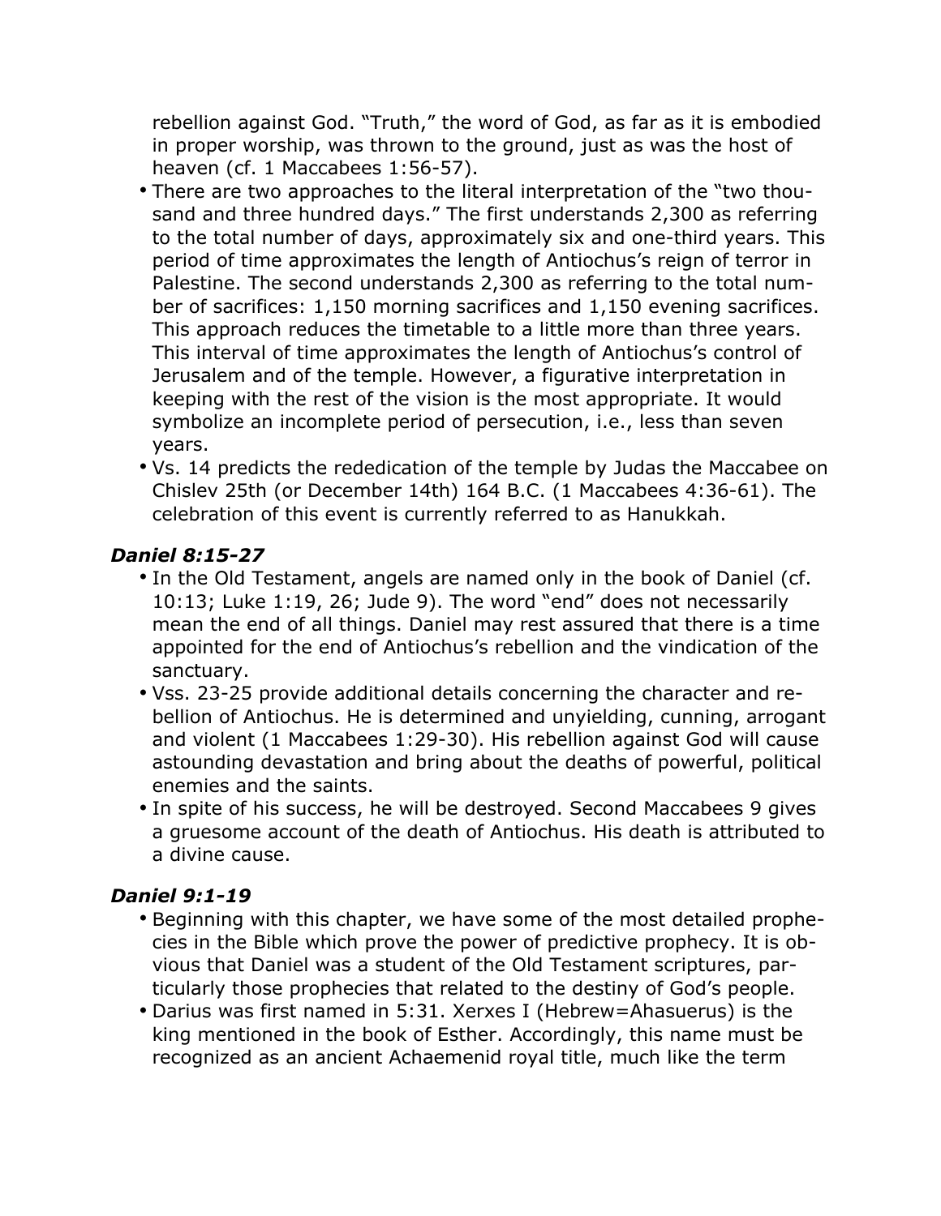rebellion against God. "Truth," the word of God, as far as it is embodied in proper worship, was thrown to the ground, just as was the host of heaven (cf. 1 Maccabees 1:56-57).

- There are two approaches to the literal interpretation of the "two thousand and three hundred days." The first understands 2,300 as referring to the total number of days, approximately six and one-third years. This period of time approximates the length of Antiochus's reign of terror in Palestine. The second understands 2,300 as referring to the total number of sacrifices: 1,150 morning sacrifices and 1,150 evening sacrifices. This approach reduces the timetable to a little more than three years. This interval of time approximates the length of Antiochus's control of Jerusalem and of the temple. However, a figurative interpretation in keeping with the rest of the vision is the most appropriate. It would symbolize an incomplete period of persecution, i.e., less than seven years.
- Vs. 14 predicts the rededication of the temple by Judas the Maccabee on Chislev 25th (or December 14th) 164 B.C. (1 Maccabees 4:36-61). The celebration of this event is currently referred to as Hanukkah.

### *Daniel 8:15-27*

- In the Old Testament, angels are named only in the book of Daniel (cf. 10:13; Luke 1:19, 26; Jude 9). The word "end" does not necessarily mean the end of all things. Daniel may rest assured that there is a time appointed for the end of Antiochus's rebellion and the vindication of the sanctuary.
- Vss. 23-25 provide additional details concerning the character and rebellion of Antiochus. He is determined and unyielding, cunning, arrogant and violent (1 Maccabees 1:29-30). His rebellion against God will cause astounding devastation and bring about the deaths of powerful, political enemies and the saints.
- In spite of his success, he will be destroyed. Second Maccabees 9 gives a gruesome account of the death of Antiochus. His death is attributed to a divine cause.

### *Daniel 9:1-19*

- Beginning with this chapter, we have some of the most detailed prophecies in the Bible which prove the power of predictive prophecy. It is obvious that Daniel was a student of the Old Testament scriptures, particularly those prophecies that related to the destiny of God's people.
- Darius was first named in 5:31. Xerxes I (Hebrew=Ahasuerus) is the king mentioned in the book of Esther. Accordingly, this name must be recognized as an ancient Achaemenid royal title, much like the term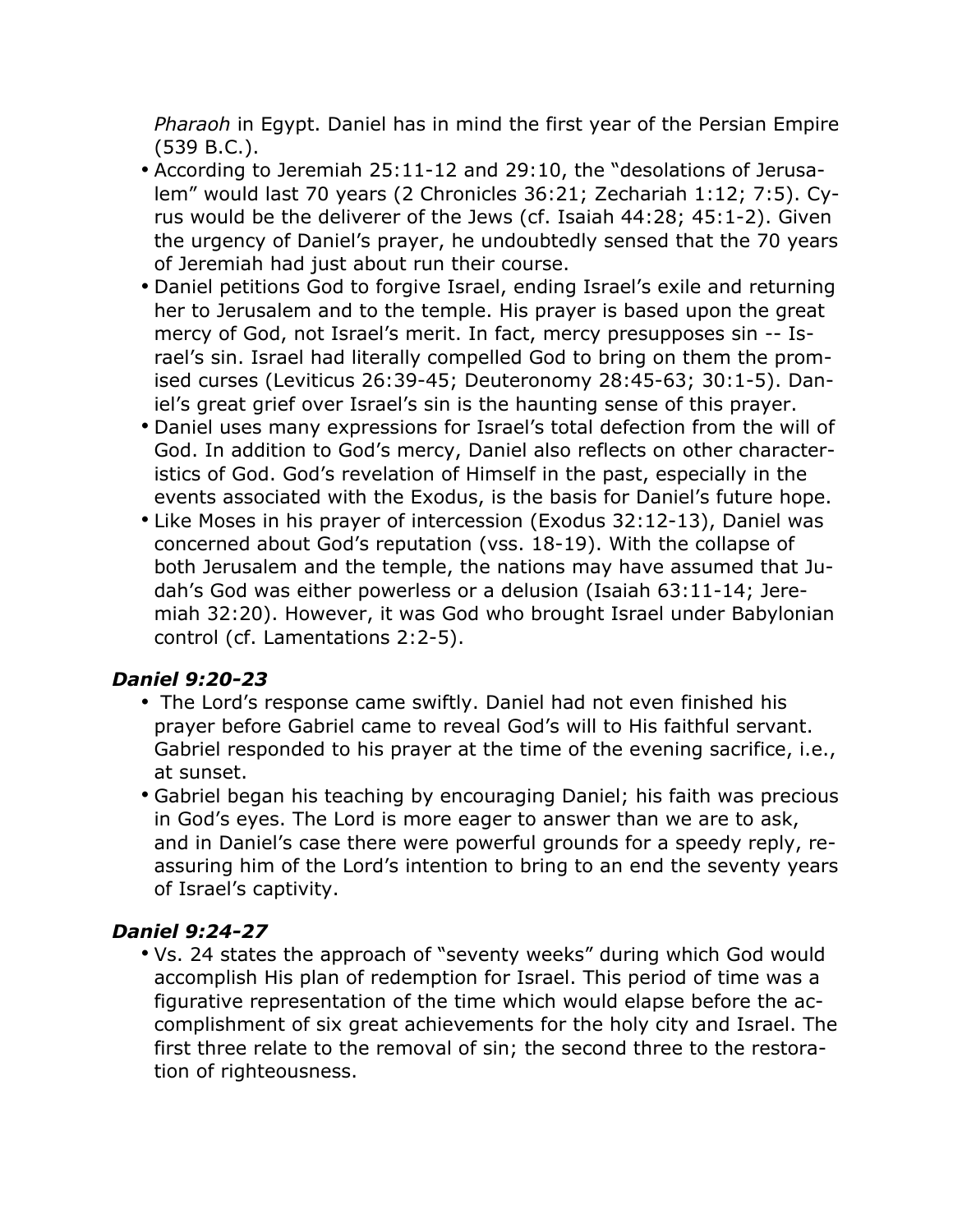*Pharaoh* in Egypt. Daniel has in mind the first year of the Persian Empire (539 B.C.).

- According to Jeremiah 25:11-12 and 29:10, the "desolations of Jerusalem" would last 70 years (2 Chronicles 36:21; Zechariah 1:12; 7:5). Cyrus would be the deliverer of the Jews (cf. Isaiah 44:28; 45:1-2). Given the urgency of Daniel's prayer, he undoubtedly sensed that the 70 years of Jeremiah had just about run their course.
- Daniel petitions God to forgive Israel, ending Israel's exile and returning her to Jerusalem and to the temple. His prayer is based upon the great mercy of God, not Israel's merit. In fact, mercy presupposes sin -- Israel's sin. Israel had literally compelled God to bring on them the promised curses (Leviticus 26:39-45; Deuteronomy 28:45-63; 30:1-5). Daniel's great grief over Israel's sin is the haunting sense of this prayer.
- Daniel uses many expressions for Israel's total defection from the will of God. In addition to God's mercy, Daniel also reflects on other characteristics of God. God's revelation of Himself in the past, especially in the events associated with the Exodus, is the basis for Daniel's future hope.
- Like Moses in his prayer of intercession (Exodus 32:12-13), Daniel was concerned about God's reputation (vss. 18-19). With the collapse of both Jerusalem and the temple, the nations may have assumed that Judah's God was either powerless or a delusion (Isaiah 63:11-14; Jeremiah 32:20). However, it was God who brought Israel under Babylonian control (cf. Lamentations 2:2-5).

### *Daniel 9:20-23*

- The Lord's response came swiftly. Daniel had not even finished his prayer before Gabriel came to reveal God's will to His faithful servant. Gabriel responded to his prayer at the time of the evening sacrifice, i.e., at sunset.
- Gabriel began his teaching by encouraging Daniel; his faith was precious in God's eyes. The Lord is more eager to answer than we are to ask, and in Daniel's case there were powerful grounds for a speedy reply, reassuring him of the Lord's intention to bring to an end the seventy years of Israel's captivity.

### *Daniel 9:24-27*

- Vs. 24 states the approach of "seventy weeks" during which God would accomplish His plan of redemption for Israel. This period of time was a figurative representation of the time which would elapse before the accomplishment of six great achievements for the holy city and Israel. The first three relate to the removal of sin; the second three to the restoration of righteousness.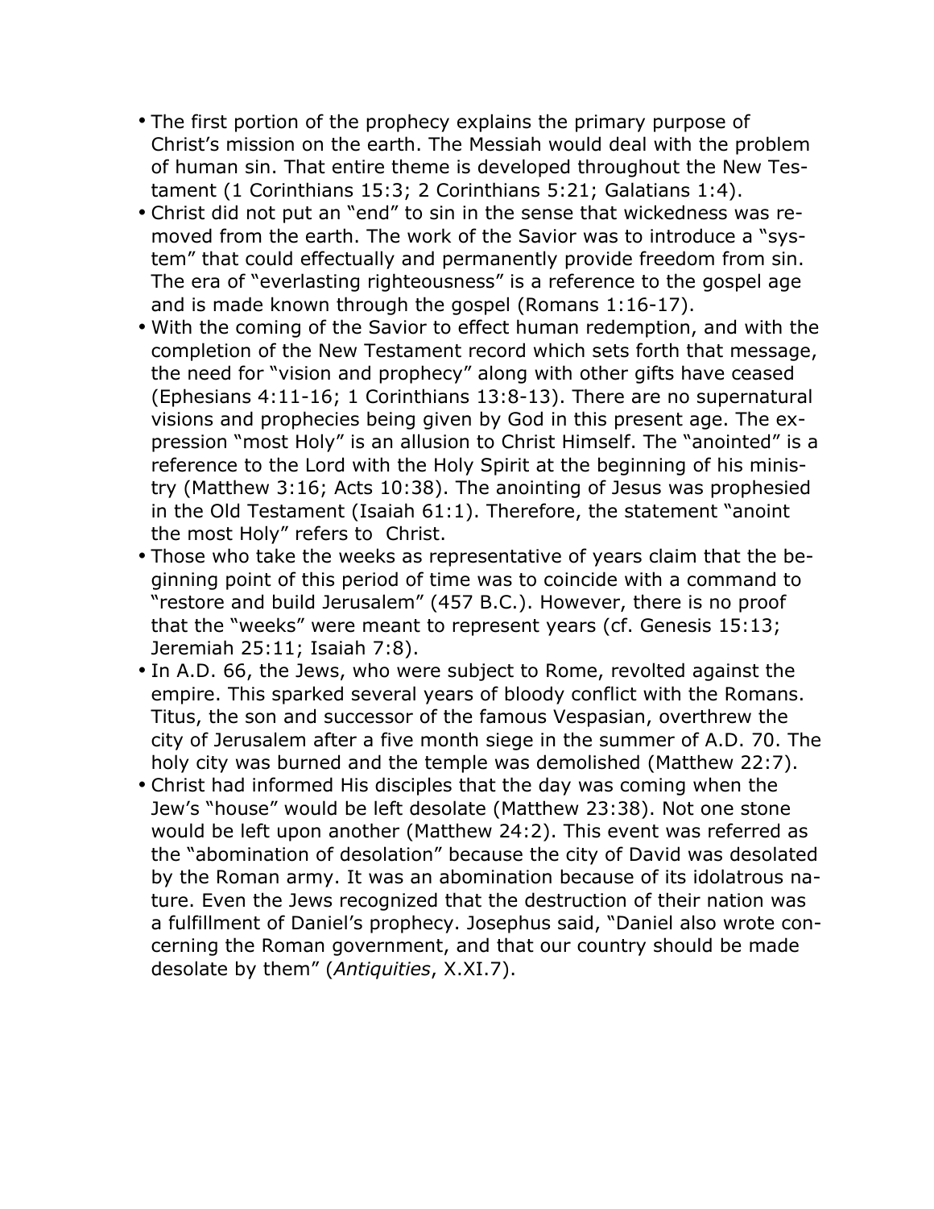- The first portion of the prophecy explains the primary purpose of Christ's mission on the earth. The Messiah would deal with the problem of human sin. That entire theme is developed throughout the New Testament (1 Corinthians 15:3; 2 Corinthians 5:21; Galatians 1:4).
- Christ did not put an "end" to sin in the sense that wickedness was removed from the earth. The work of the Savior was to introduce a "system" that could effectually and permanently provide freedom from sin. The era of "everlasting righteousness" is a reference to the gospel age and is made known through the gospel (Romans 1:16-17).
- With the coming of the Savior to effect human redemption, and with the completion of the New Testament record which sets forth that message, the need for "vision and prophecy" along with other gifts have ceased (Ephesians 4:11-16; 1 Corinthians 13:8-13). There are no supernatural visions and prophecies being given by God in this present age. The expression "most Holy" is an allusion to Christ Himself. The "anointed" is a reference to the Lord with the Holy Spirit at the beginning of his ministry (Matthew 3:16; Acts 10:38). The anointing of Jesus was prophesied in the Old Testament (Isaiah 61:1). Therefore, the statement "anoint the most Holy" refers to Christ.
- Those who take the weeks as representative of years claim that the beginning point of this period of time was to coincide with a command to "restore and build Jerusalem" (457 B.C.). However, there is no proof that the "weeks" were meant to represent years (cf. Genesis 15:13; Jeremiah 25:11; Isaiah 7:8).
- In A.D. 66, the Jews, who were subject to Rome, revolted against the empire. This sparked several years of bloody conflict with the Romans. Titus, the son and successor of the famous Vespasian, overthrew the city of Jerusalem after a five month siege in the summer of A.D. 70. The holy city was burned and the temple was demolished (Matthew 22:7).
- Christ had informed His disciples that the day was coming when the Jew's "house" would be left desolate (Matthew 23:38). Not one stone would be left upon another (Matthew 24:2). This event was referred as the "abomination of desolation" because the city of David was desolated by the Roman army. It was an abomination because of its idolatrous nature. Even the Jews recognized that the destruction of their nation was a fulfillment of Daniel's prophecy. Josephus said, "Daniel also wrote concerning the Roman government, and that our country should be made desolate by them" (*Antiquities*, X.XI.7).